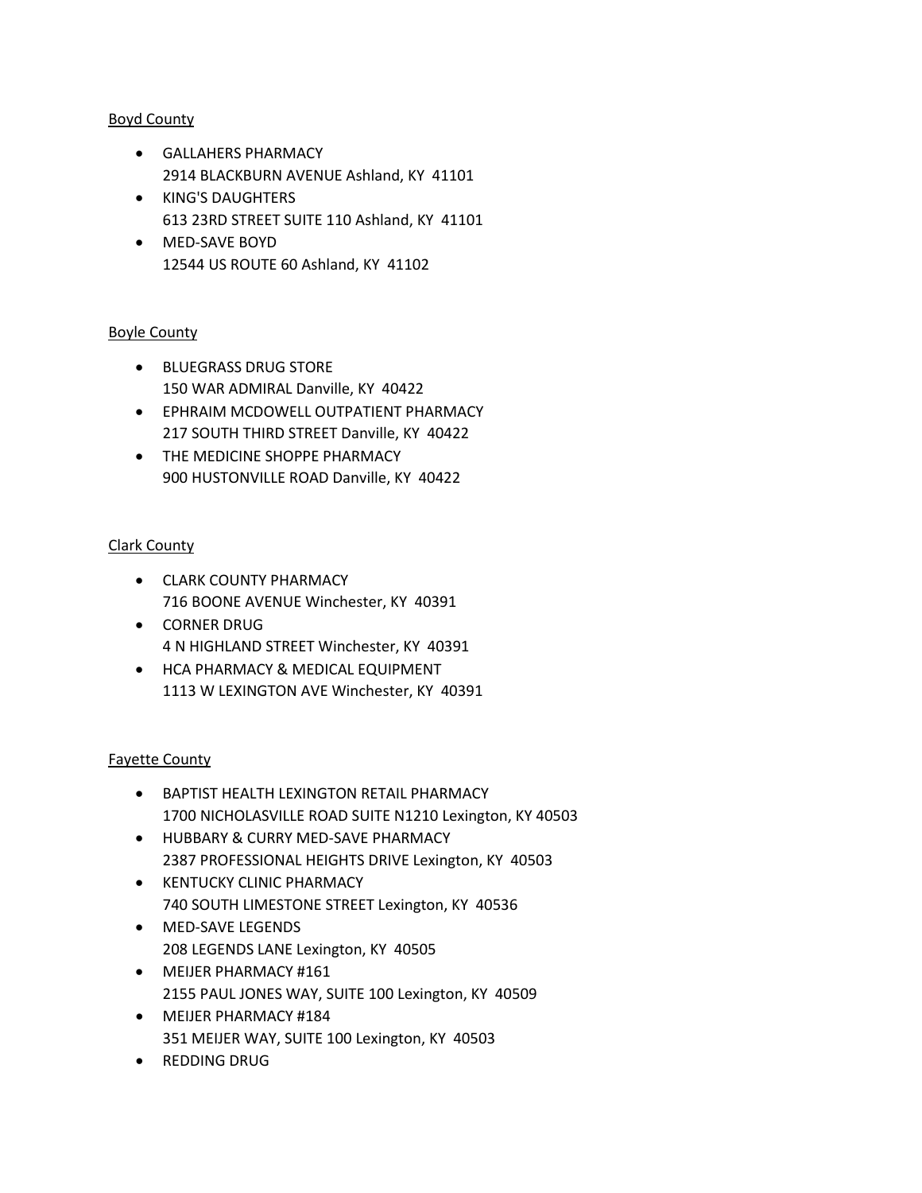Boyd County

- GALLAHERS PHARMACY
  2914 BLACKBURN AVENUE Ashland, KY 41101
- KING'S DAUGHTERS
  613 23RD STREET SUITE 110 Ashland, KY 41101
- MED-SAVE BOYD
  12544 US ROUTE 60 Ashland, KY 41102

Boyle County

- BLUEGRASS DRUG STORE
  150 WAR ADMIRAL Danville, KY 40422
- EPHRAIM MCDOWELL OUTPATIENT PHARMACY
  217 SOUTH THIRD STREET Danville, KY 40422
- THE MEDICINE SHOPPE PHARMACY
  900 HUSTONVILLE ROAD Danville, KY 40422

Clark County

- CLARK COUNTY PHARMACY
  716 BOONE AVENUE Winchester, KY 40391
- CORNER DRUG
  4 N HIGHLAND STREET Winchester, KY 40391
- HCA PHARMACY & MEDICAL EQUIPMENT
  1113 W LEXINGTON AVE Winchester, KY 40391

Fayette County

- BAPTIST HEALTH LEXINGTON RETAIL PHARMACY
  1700 NICHOLASVILLE ROAD SUITE N1210 Lexington, KY 40503
- HUBBARY & CURRY MED-SAVE PHARMACY
  2387 PROFESSIONAL HEIGHTS DRIVE Lexington, KY 40503
- KENTUCKY CLINIC PHARMACY
  740 SOUTH LIMESTONE STREET Lexington, KY 40536
- MED-SAVE LEGENDS
  208 LEGENDS LANE Lexington, KY 40505
- MEIJER PHARMACY #161
  2155 PAUL JONES WAY, SUITE 100 Lexington, KY 40509
- MEIJER PHARMACY #184
  351 MEIJER WAY, SUITE 100 Lexington, KY 40503
- REDDING DRUG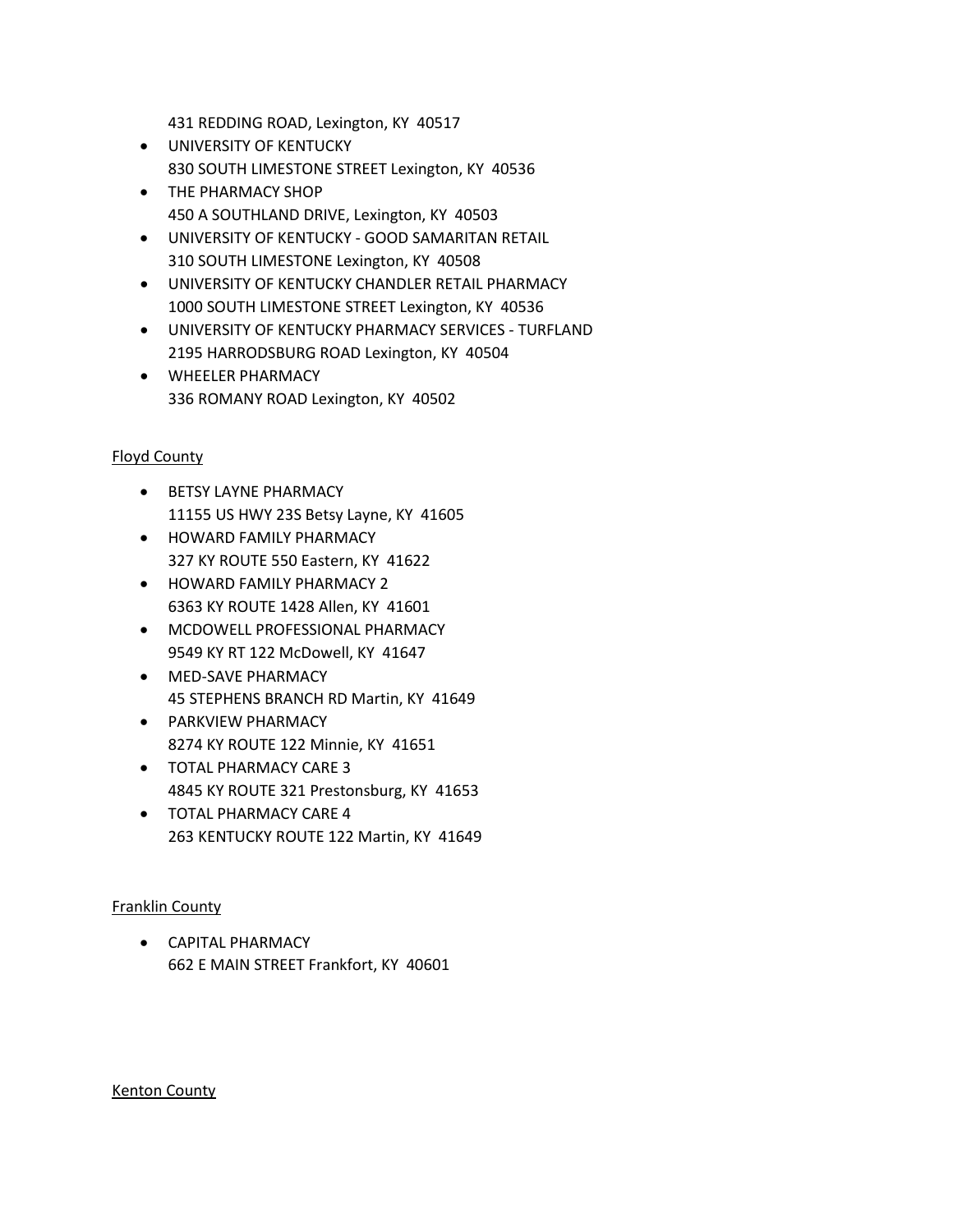431 REDDING ROAD, Lexington, KY  40517

- UNIVERSITY OF KENTUCKY
  830 SOUTH LIMESTONE STREET Lexington, KY  40536
- THE PHARMACY SHOP
  450 A SOUTHLAND DRIVE, Lexington, KY  40503
- UNIVERSITY OF KENTUCKY - GOOD SAMARITAN RETAIL
  310 SOUTH LIMESTONE Lexington, KY  40508
- UNIVERSITY OF KENTUCKY CHANDLER RETAIL PHARMACY
  1000 SOUTH LIMESTONE STREET Lexington, KY  40536
- UNIVERSITY OF KENTUCKY PHARMACY SERVICES - TURFLAND
  2195 HARRODSBURG ROAD Lexington, KY  40504
- WHEELER PHARMACY
  336 ROMANY ROAD Lexington, KY  40502

Floyd County

- BETSY LAYNE PHARMACY
  11155 US HWY 23S Betsy Layne, KY  41605
- HOWARD FAMILY PHARMACY
  327 KY ROUTE 550 Eastern, KY  41622
- HOWARD FAMILY PHARMACY 2
  6363 KY ROUTE 1428 Allen, KY  41601
- MCDOWELL PROFESSIONAL PHARMACY
  9549 KY RT 122 McDowell, KY  41647
- MED-SAVE PHARMACY
  45 STEPHENS BRANCH RD Martin, KY  41649
- PARKVIEW PHARMACY
  8274 KY ROUTE 122 Minnie, KY  41651
- TOTAL PHARMACY CARE 3
  4845 KY ROUTE 321 Prestonsburg, KY  41653
- TOTAL PHARMACY CARE 4
  263 KENTUCKY ROUTE 122 Martin, KY  41649

Franklin County

- CAPITAL PHARMACY
  662 E MAIN STREET Frankfort, KY  40601

Kenton County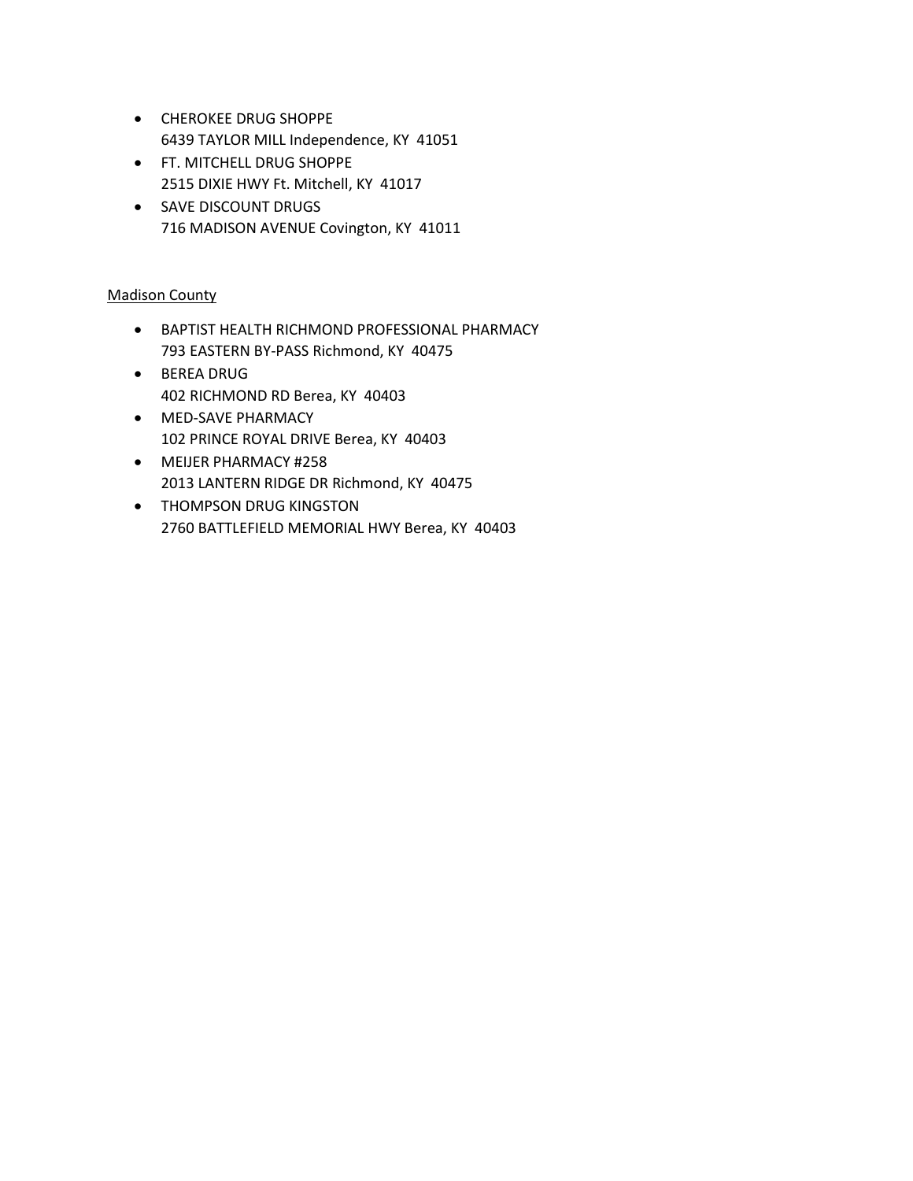- CHEROKEE DRUG SHOPPE
  6439 TAYLOR MILL Independence, KY 41051
- FT. MITCHELL DRUG SHOPPE
  2515 DIXIE HWY Ft. Mitchell, KY 41017
- SAVE DISCOUNT DRUGS
  716 MADISON AVENUE Covington, KY 41011

<u>Madison County</u>

- BAPTIST HEALTH RICHMOND PROFESSIONAL PHARMACY
  793 EASTERN BY-PASS Richmond, KY 40475
- BEREA DRUG
  402 RICHMOND RD Berea, KY 40403
- MED-SAVE PHARMACY
  102 PRINCE ROYAL DRIVE Berea, KY 40403
- MEIJER PHARMACY #258
  2013 LANTERN RIDGE DR Richmond, KY 40475
- THOMPSON DRUG KINGSTON
  2760 BATTLEFIELD MEMORIAL HWY Berea, KY 40403